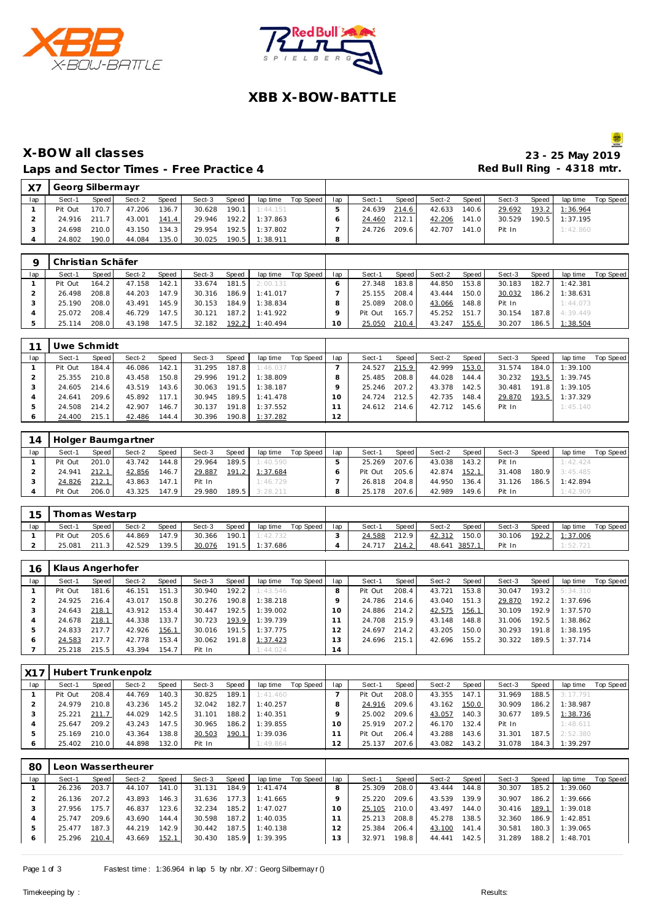# XBB X-BOW-BATTLE

## X-BOW all classes

**23 - 25 May 2019**

### Laps and Sector Times - Free Practice 4

**Red Bull Ring - 4318 mtr.**

**X7 Georg Silbermayr**

| lap | Sect-1 | Speed | Sect-2 | Speed | Sect-3 | Speed | lap time | Top Speed | lap | Sect-1 | Speed | Sect-2 | Speed | Sect-3 | Speed | lap time | Top Speed |
|---|---|---|---|---|---|---|---|---|---|---|---|---|---|---|---|---|---|
| 1 | Pit Out | 170.7 | 47.206 | 136.7 | 30.628 | 190.1 | 1:44.151 | | 5 | 24.639 | 214.6 | 42.633 | 140.6 | 29.692 | 193.2 | 1:36.964 | |
| 2 | 24.916 | 211.7 | 43.001 | 141.4 | 29.946 | 192.2 | 1:37.863 | | 6 | 24.460 | 212.1 | 42.206 | 141.0 | 30.529 | 190.5 | 1:37.195 | |
| 3 | 24.698 | 210.0 | 43.150 | 134.3 | 29.954 | 192.5 | 1:37.802 | | 7 | 24.726 | 209.6 | 42.707 | 141.0 | Pit In | | 1:42.860 | |
| 4 | 24.802 | 190.0 | 44.084 | 135.0 | 30.025 | 190.5 | 1:38.911 | | 8 | | | | | | | | |

**9 Christian Schäfer**

| lap | Sect-1 | Speed | Sect-2 | Speed | Sect-3 | Speed | lap time | Top Speed | lap | Sect-1 | Speed | Sect-2 | Speed | Sect-3 | Speed | lap time | Top Speed |
|---|---|---|---|---|---|---|---|---|---|---|---|---|---|---|---|---|---|
| 1 | Pit Out | 164.2 | 47.158 | 142.1 | 33.674 | 181.5 | 2:00.131 | | 6 | 27.348 | 183.8 | 44.850 | 153.8 | 30.183 | 182.7 | 1:42.381 | |
| 2 | 26.498 | 208.8 | 44.203 | 147.9 | 30.316 | 186.9 | 1:41.017 | | 7 | 25.155 | 208.4 | 43.444 | 150.0 | 30.032 | 186.2 | 1:38.631 | |
| 3 | 25.190 | 208.0 | 43.491 | 145.9 | 30.153 | 184.9 | 1:38.834 | | 8 | 25.089 | 208.0 | 43.066 | 148.8 | Pit In | | 1:44.073 | |
| 4 | 25.072 | 208.4 | 46.729 | 147.5 | 30.121 | 187.2 | 1:41.922 | | 9 | Pit Out | 165.7 | 45.252 | 151.7 | 30.154 | 187.8 | 4:39.449 | |
| 5 | 25.114 | 208.0 | 43.198 | 147.5 | 32.182 | 192.2 | 1:40.494 | | 10 | 25.050 | 210.4 | 43.247 | 155.6 | 30.207 | 186.5 | 1:38.504 | |

**11 Uwe Schmidt**

| lap | Sect-1 | Speed | Sect-2 | Speed | Sect-3 | Speed | lap time | Top Speed | lap | Sect-1 | Speed | Sect-2 | Speed | Sect-3 | Speed | lap time | Top Speed |
|---|---|---|---|---|---|---|---|---|---|---|---|---|---|---|---|---|---|
| 1 | Pit Out | 184.4 | 46.086 | 142.1 | 31.295 | 187.8 | 1:46.037 | | 7 | 24.527 | 215.9 | 42.999 | 153.0 | 31.574 | 184.0 | 1:39.100 | |
| 2 | 25.355 | 210.8 | 43.458 | 150.8 | 29.996 | 191.2 | 1:38.809 | | 8 | 25.485 | 208.8 | 44.028 | 144.4 | 30.232 | 193.5 | 1:39.745 | |
| 3 | 24.605 | 214.6 | 43.519 | 143.6 | 30.063 | 191.5 | 1:38.187 | | 9 | 25.246 | 207.2 | 43.378 | 142.5 | 30.481 | 191.8 | 1:39.105 | |
| 4 | 24.641 | 209.6 | 45.892 | 117.1 | 30.945 | 189.5 | 1:41.478 | | 10 | 24.724 | 212.5 | 42.735 | 148.4 | 29.870 | 193.5 | 1:37.329 | |
| 5 | 24.508 | 214.2 | 42.907 | 146.7 | 30.137 | 191.8 | 1:37.552 | | 11 | 24.612 | 214.6 | 42.712 | 145.6 | Pit In | | 1:45.140 | |
| 6 | 24.400 | 215.1 | 42.486 | 144.4 | 30.396 | 190.8 | 1:37.282 | | 12 | | | | | | | | |

**14 Holger Baumgartner**

| lap | Sect-1 | Speed | Sect-2 | Speed | Sect-3 | Speed | lap time | Top Speed | lap | Sect-1 | Speed | Sect-2 | Speed | Sect-3 | Speed | lap time | Top Speed |
|---|---|---|---|---|---|---|---|---|---|---|---|---|---|---|---|---|---|
| 1 | Pit Out | 201.0 | 43.742 | 144.8 | 29.964 | 189.5 | 1:40.590 | | 5 | 25.269 | 207.6 | 43.038 | 143.2 | Pit In | | 1:42.424 | |
| 2 | 24.941 | 212.1 | 42.856 | 146.7 | 29.887 | 191.2 | 1:37.684 | | 6 | Pit Out | 205.6 | 42.874 | 152.1 | 31.408 | 180.9 | 3:45.485 | |
| 3 | 24.826 | 212.1 | 43.863 | 147.1 | Pit In | | 1:46.729 | | 7 | 26.818 | 204.8 | 44.950 | 136.4 | 31.126 | 186.5 | 1:42.894 | |
| 4 | Pit Out | 206.0 | 43.325 | 147.9 | 29.980 | 189.5 | 3:28.211 | | 8 | 25.178 | 207.6 | 42.989 | 149.6 | Pit In | | 1:42.909 | |

**15 Thomas Westarp**

| lap | Sect-1 | Speed | Sect-2 | Speed | Sect-3 | Speed | lap time | Top Speed | lap | Sect-1 | Speed | Sect-2 | Speed | Sect-3 | Speed | lap time | Top Speed |
|---|---|---|---|---|---|---|---|---|---|---|---|---|---|---|---|---|---|
| 1 | Pit Out | 205.6 | 44.869 | 147.9 | 30.366 | 190.1 | 1:42.732 | | 3 | 24.588 | 212.9 | 42.312 | 150.0 | 30.106 | 192.2 | 1:37.006 | |
| 2 | 25.081 | 211.3 | 42.529 | 139.5 | 30.076 | 191.5 | 1:37.686 | | 4 | 24.717 | 214.2 | 48.641 | 3857.1 | Pit In | | 1:52.721 | |

**16 Klaus Angerhofer**

| lap | Sect-1 | Speed | Sect-2 | Speed | Sect-3 | Speed | lap time | Top Speed | lap | Sect-1 | Speed | Sect-2 | Speed | Sect-3 | Speed | lap time | Top Speed |
|---|---|---|---|---|---|---|---|---|---|---|---|---|---|---|---|---|---|
| 1 | Pit Out | 181.6 | 46.151 | 151.3 | 30.940 | 192.2 | 1:43.546 | | 8 | Pit Out | 208.4 | 43.721 | 153.8 | 30.047 | 193.2 | 5:34.310 | |
| 2 | 24.925 | 216.4 | 43.017 | 150.8 | 30.276 | 190.8 | 1:38.218 | | 9 | 24.786 | 214.6 | 43.040 | 151.3 | 29.870 | 192.2 | 1:37.696 | |
| 3 | 24.643 | 218.1 | 43.912 | 153.4 | 30.447 | 192.5 | 1:39.002 | | 10 | 24.886 | 214.2 | 42.575 | 156.1 | 30.109 | 192.9 | 1:37.570 | |
| 4 | 24.678 | 218.1 | 44.338 | 133.7 | 30.723 | 193.9 | 1:39.739 | | 11 | 24.708 | 215.9 | 43.148 | 148.8 | 31.006 | 192.5 | 1:38.862 | |
| 5 | 24.833 | 217.7 | 42.926 | 156.1 | 30.016 | 191.5 | 1:37.775 | | 12 | 24.697 | 214.2 | 43.205 | 150.0 | 30.293 | 191.8 | 1:38.195 | |
| 6 | 24.583 | 217.7 | 42.778 | 153.4 | 30.062 | 191.8 | 1:37.423 | | 13 | 24.696 | 215.1 | 42.696 | 155.2 | 30.322 | 189.5 | 1:37.714 | |
| 7 | 25.218 | 215.5 | 43.394 | 154.7 | Pit In | | 1:44.024 | | 14 | | | | | | | | |

**X17 Hubert Trunkenpolz**

| lap | Sect-1 | Speed | Sect-2 | Speed | Sect-3 | Speed | lap time | Top Speed | lap | Sect-1 | Speed | Sect-2 | Speed | Sect-3 | Speed | lap time | Top Speed |
|---|---|---|---|---|---|---|---|---|---|---|---|---|---|---|---|---|---|
| 1 | Pit Out | 208.4 | 44.769 | 140.3 | 30.825 | 189.1 | 1:41.460 | | 7 | Pit Out | 208.0 | 43.355 | 147.1 | 31.969 | 188.5 | 3:17.791 | |
| 2 | 24.979 | 210.8 | 43.236 | 145.2 | 32.042 | 182.7 | 1:40.257 | | 8 | 24.916 | 209.6 | 43.162 | 150.0 | 30.909 | 186.2 | 1:38.987 | |
| 3 | 25.221 | 211.7 | 44.029 | 142.5 | 31.101 | 188.2 | 1:40.351 | | 9 | 25.002 | 209.6 | 43.057 | 140.3 | 30.677 | 189.5 | 1:38.736 | |
| 4 | 25.647 | 209.2 | 43.243 | 147.5 | 30.965 | 186.2 | 1:39.855 | | 10 | 25.919 | 207.2 | 46.170 | 132.4 | Pit In | | 1:48.611 | |
| 5 | 25.169 | 210.0 | 43.364 | 138.8 | 30.503 | 190.1 | 1:39.036 | | 11 | Pit Out | 206.4 | 43.288 | 143.6 | 31.301 | 187.5 | 2:52.380 | |
| 6 | 25.402 | 210.0 | 44.898 | 132.0 | Pit In | | 1:49.864 | | 12 | 25.137 | 207.6 | 43.082 | 143.2 | 31.078 | 184.3 | 1:39.297 | |

**80 Leon Wassertheurer**

| lap | Sect-1 | Speed | Sect-2 | Speed | Sect-3 | Speed | lap time | Top Speed | lap | Sect-1 | Speed | Sect-2 | Speed | Sect-3 | Speed | lap time | Top Speed |
|---|---|---|---|---|---|---|---|---|---|---|---|---|---|---|---|---|---|
| 1 | 26.236 | 203.7 | 44.107 | 141.0 | 31.131 | 184.9 | 1:41.474 | | 8 | 25.309 | 208.0 | 43.444 | 144.8 | 30.307 | 185.2 | 1:39.060 | |
| 2 | 26.136 | 207.2 | 43.893 | 146.3 | 31.636 | 177.3 | 1:41.665 | | 9 | 25.220 | 209.6 | 43.539 | 139.9 | 30.907 | 186.2 | 1:39.666 | |
| 3 | 27.956 | 175.7 | 46.837 | 123.6 | 32.234 | 185.2 | 1:47.027 | | 10 | 25.105 | 210.0 | 43.497 | 144.0 | 30.416 | 189.1 | 1:39.018 | |
| 4 | 25.747 | 209.6 | 43.690 | 144.4 | 30.598 | 187.2 | 1:40.035 | | 11 | 25.213 | 208.8 | 45.278 | 138.5 | 32.360 | 186.9 | 1:42.851 | |
| 5 | 25.477 | 187.3 | 44.219 | 142.9 | 30.442 | 187.5 | 1:40.138 | | 12 | 25.384 | 206.4 | 43.100 | 141.4 | 30.581 | 180.3 | 1:39.065 | |
| 6 | 25.296 | 210.4 | 43.669 | 152.1 | 30.430 | 185.9 | 1:39.395 | | 13 | 32.971 | 198.8 | 44.441 | 142.5 | 31.289 | 188.2 | 1:48.701 | |

Fastest time : 1:36.964 in lap 5 by nbr. X7 : Georg Silbermayr ()

Timekeeping by : Results: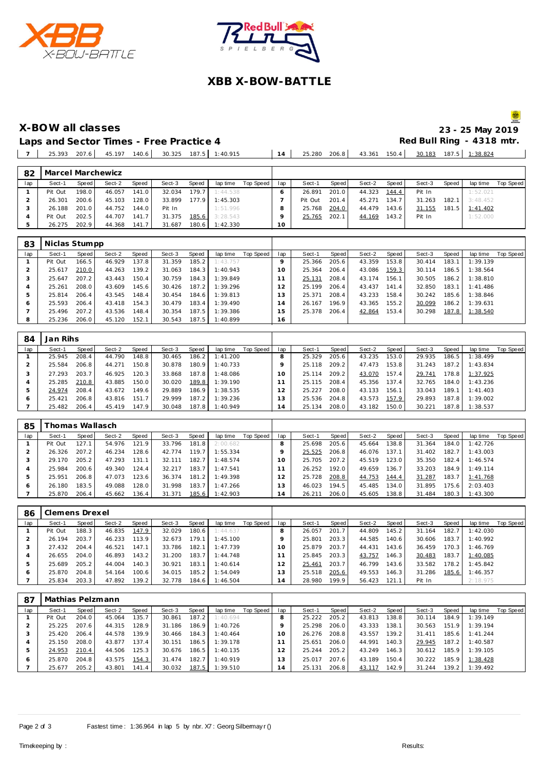# XBB X-BOW-BATTLE

## X-BOW all classes

**23 - 25 May 2019**

### Laps and Sector Times - Free Practice 4

**Red Bull Ring - 4318 mtr.**

| lap | Sect-1 | Speed | Sect-2 | Speed | Sect-3 | Speed | lap time | Top Speed | lap | Sect-1 | Speed | Sect-2 | Speed | Sect-3 | Speed | lap time | Top Speed |
|---|---|---|---|---|---|---|---|---|---|---|---|---|---|---|---|---|---|
| 7 | 25.393 | 207.6 | 45.197 | 140.6 | 30.325 | 187.5 | 1:40.915 | | 14 | 25.280 | 206.8 | 43.361 | 150.4 | 30.183 | 187.5 | 1:38.824 | |

**82 Marcel Marchewicz**

| lap | Sect-1 | Speed | Sect-2 | Speed | Sect-3 | Speed | lap time | Top Speed | lap | Sect-1 | Speed | Sect-2 | Speed | Sect-3 | Speed | lap time | Top Speed |
|---|---|---|---|---|---|---|---|---|---|---|---|---|---|---|---|---|---|
| 1 | Pit Out | 198.0 | 46.057 | 141.0 | 32.034 | 179.7 | 1:44.538 | | 6 | 26.891 | 201.0 | 44.323 | 144.4 | Pit In | | 1:52.021 | |
| 2 | 26.301 | 200.6 | 45.103 | 128.0 | 33.899 | 177.9 | 1:45.303 | | 7 | Pit Out | 201.4 | 45.271 | 134.7 | 31.263 | 182.1 | 3:48.452 | |
| 3 | 26.188 | 201.0 | 44.752 | 144.0 | Pit In | | 1:51.996 | | 8 | 25.768 | 204.0 | 44.479 | 143.6 | 31.155 | 181.5 | 1:41.402 | |
| 4 | Pit Out | 202.5 | 44.707 | 141.7 | 31.375 | 185.6 | 3:28.543 | | 9 | 25.765 | 202.1 | 44.169 | 143.2 | Pit In | | 1:52.000 | |
| 5 | 26.275 | 202.9 | 44.368 | 141.7 | 31.687 | 180.6 | 1:42.330 | | 10 | | | | | | | | |

**83 Niclas Stumpp**

| lap | Sect-1 | Speed | Sect-2 | Speed | Sect-3 | Speed | lap time | Top Speed | lap | Sect-1 | Speed | Sect-2 | Speed | Sect-3 | Speed | lap time | Top Speed |
|---|---|---|---|---|---|---|---|---|---|---|---|---|---|---|---|---|---|
| 1 | Pit Out | 166.5 | 46.929 | 137.8 | 31.359 | 185.2 | 1:43.757 | | 9 | 25.366 | 205.6 | 43.359 | 153.8 | 30.414 | 183.1 | 1:39.139 | |
| 2 | 25.617 | 210.0 | 44.263 | 139.2 | 31.063 | 184.3 | 1:40.943 | | 10 | 25.364 | 206.4 | 43.086 | 159.3 | 30.114 | 186.5 | 1:38.564 | |
| 3 | 25.647 | 207.2 | 43.443 | 150.4 | 30.759 | 184.3 | 1:39.849 | | 11 | 25.131 | 208.4 | 43.174 | 156.1 | 30.505 | 186.2 | 1:38.810 | |
| 4 | 25.261 | 208.0 | 43.609 | 145.6 | 30.426 | 187.2 | 1:39.296 | | 12 | 25.199 | 206.4 | 43.437 | 141.4 | 32.850 | 183.1 | 1:41.486 | |
| 5 | 25.814 | 206.4 | 43.545 | 148.4 | 30.454 | 184.6 | 1:39.813 | | 13 | 25.371 | 208.4 | 43.233 | 158.4 | 30.242 | 185.6 | 1:38.846 | |
| 6 | 25.593 | 206.4 | 43.418 | 154.3 | 30.479 | 183.4 | 1:39.490 | | 14 | 26.167 | 196.9 | 43.365 | 155.2 | 30.099 | 186.2 | 1:39.631 | |
| 7 | 25.496 | 207.2 | 43.536 | 148.4 | 30.354 | 187.5 | 1:39.386 | | 15 | 25.378 | 206.4 | 42.864 | 153.4 | 30.298 | 187.8 | 1:38.540 | |
| 8 | 25.236 | 206.0 | 45.120 | 152.1 | 30.543 | 187.5 | 1:40.899 | | 16 | | | | | | | | |

**84 Jan Rihs**

| lap | Sect-1 | Speed | Sect-2 | Speed | Sect-3 | Speed | lap time | Top Speed | lap | Sect-1 | Speed | Sect-2 | Speed | Sect-3 | Speed | lap time | Top Speed |
|---|---|---|---|---|---|---|---|---|---|---|---|---|---|---|---|---|---|
| 1 | 25.945 | 208.4 | 44.790 | 148.8 | 30.465 | 186.2 | 1:41.200 | | 8 | 25.329 | 205.6 | 43.235 | 153.0 | 29.935 | 186.5 | 1:38.499 | |
| 2 | 25.584 | 206.8 | 44.271 | 150.8 | 30.878 | 180.9 | 1:40.733 | | 9 | 25.118 | 209.2 | 47.473 | 153.8 | 31.243 | 187.2 | 1:43.834 | |
| 3 | 27.293 | 203.7 | 46.925 | 120.3 | 33.868 | 187.8 | 1:48.086 | | 10 | 25.114 | 209.2 | 43.070 | 157.4 | 29.741 | 178.8 | 1:37.925 | |
| 4 | 25.285 | 210.8 | 43.885 | 150.0 | 30.020 | 189.8 | 1:39.190 | | 11 | 25.115 | 208.4 | 45.356 | 137.4 | 32.765 | 184.0 | 1:43.236 | |
| 5 | 24.974 | 208.4 | 43.672 | 149.6 | 29.889 | 186.9 | 1:38.535 | | 12 | 25.227 | 208.0 | 43.133 | 156.1 | 33.043 | 189.1 | 1:41.403 | |
| 6 | 25.421 | 206.8 | 43.816 | 151.7 | 29.999 | 187.2 | 1:39.236 | | 13 | 25.536 | 204.8 | 43.573 | 157.9 | 29.893 | 187.8 | 1:39.002 | |
| 7 | 25.482 | 206.4 | 45.419 | 147.9 | 30.048 | 187.8 | 1:40.949 | | 14 | 25.134 | 208.0 | 43.182 | 150.0 | 30.221 | 187.8 | 1:38.537 | |

**85 Thomas Wallasch**

| lap | Sect-1 | Speed | Sect-2 | Speed | Sect-3 | Speed | lap time | Top Speed | lap | Sect-1 | Speed | Sect-2 | Speed | Sect-3 | Speed | lap time | Top Speed |
|---|---|---|---|---|---|---|---|---|---|---|---|---|---|---|---|---|---|
| 1 | Pit Out | 127.1 | 54.976 | 121.9 | 33.796 | 181.8 | 2:00.682 | | 8 | 25.698 | 205.6 | 45.664 | 138.8 | 31.364 | 184.0 | 1:42.726 | |
| 2 | 26.326 | 207.2 | 46.234 | 128.6 | 42.774 | 119.7 | 1:55.334 | | 9 | 25.525 | 206.8 | 46.076 | 137.1 | 31.402 | 182.7 | 1:43.003 | |
| 3 | 29.170 | 205.2 | 47.293 | 131.1 | 32.111 | 182.7 | 1:48.574 | | 10 | 25.705 | 207.2 | 45.519 | 123.0 | 35.350 | 182.4 | 1:46.574 | |
| 4 | 25.984 | 200.6 | 49.340 | 124.4 | 32.217 | 183.7 | 1:47.541 | | 11 | 26.252 | 192.0 | 49.659 | 136.7 | 33.203 | 184.9 | 1:49.114 | |
| 5 | 25.951 | 206.8 | 47.073 | 123.6 | 36.374 | 181.2 | 1:49.398 | | 12 | 25.728 | 208.8 | 44.753 | 144.4 | 31.287 | 183.7 | 1:41.768 | |
| 6 | 26.180 | 183.5 | 49.088 | 128.0 | 31.998 | 183.7 | 1:47.266 | | 13 | 46.023 | 194.5 | 45.485 | 134.0 | 31.895 | 175.6 | 2:03.403 | |
| 7 | 25.870 | 206.4 | 45.662 | 136.4 | 31.371 | 185.6 | 1:42.903 | | 14 | 26.211 | 206.0 | 45.605 | 138.8 | 31.484 | 180.3 | 1:43.300 | |

**86 Clemens Drexel**

| lap | Sect-1 | Speed | Sect-2 | Speed | Sect-3 | Speed | lap time | Top Speed | lap | Sect-1 | Speed | Sect-2 | Speed | Sect-3 | Speed | lap time | Top Speed |
|---|---|---|---|---|---|---|---|---|---|---|---|---|---|---|---|---|---|
| 1 | Pit Out | 188.3 | 46.835 | 147.9 | 32.029 | 180.6 | 1:44.637 | | 8 | 26.057 | 201.7 | 44.809 | 145.2 | 31.164 | 182.7 | 1:42.030 | |
| 2 | 26.194 | 203.7 | 46.233 | 113.9 | 32.673 | 179.1 | 1:45.100 | | 9 | 25.801 | 203.3 | 44.585 | 140.6 | 30.606 | 183.7 | 1:40.992 | |
| 3 | 27.432 | 204.4 | 46.521 | 147.1 | 33.786 | 182.1 | 1:47.739 | | 10 | 25.879 | 203.7 | 44.431 | 143.6 | 36.459 | 170.3 | 1:46.769 | |
| 4 | 26.655 | 204.0 | 46.893 | 143.2 | 31.200 | 183.7 | 1:44.748 | | 11 | 25.845 | 203.3 | 43.757 | 146.3 | 30.483 | 183.7 | 1:40.085 | |
| 5 | 25.689 | 205.2 | 44.004 | 140.3 | 30.921 | 183.1 | 1:40.614 | | 12 | 25.461 | 203.7 | 46.799 | 143.6 | 33.582 | 178.2 | 1:45.842 | |
| 6 | 25.870 | 204.8 | 54.164 | 100.6 | 34.015 | 185.2 | 1:54.049 | | 13 | 25.518 | 205.6 | 49.553 | 146.3 | 31.286 | 185.6 | 1:46.357 | |
| 7 | 25.834 | 203.3 | 47.892 | 139.2 | 32.778 | 184.6 | 1:46.504 | | 14 | 28.980 | 199.9 | 56.423 | 121.1 | Pit In | | 2:18.975 | |

**87 Mathias Pelzmann**

| lap | Sect-1 | Speed | Sect-2 | Speed | Sect-3 | Speed | lap time | Top Speed | lap | Sect-1 | Speed | Sect-2 | Speed | Sect-3 | Speed | lap time | Top Speed |
|---|---|---|---|---|---|---|---|---|---|---|---|---|---|---|---|---|---|
| 1 | Pit Out | 204.0 | 45.064 | 135.7 | 30.861 | 187.2 | 1:40.694 | | 8 | 25.222 | 205.2 | 43.813 | 138.8 | 30.114 | 184.9 | 1:39.149 | |
| 2 | 25.225 | 207.6 | 44.315 | 128.9 | 31.186 | 186.9 | 1:40.726 | | 9 | 25.298 | 206.0 | 43.333 | 138.1 | 30.563 | 151.9 | 1:39.194 | |
| 3 | 25.420 | 206.4 | 44.578 | 139.9 | 30.466 | 184.3 | 1:40.464 | | 10 | 26.276 | 208.8 | 43.557 | 139.2 | 31.411 | 185.6 | 1:41.244 | |
| 4 | 25.150 | 208.0 | 43.877 | 137.4 | 30.151 | 186.5 | 1:39.178 | | 11 | 25.651 | 206.0 | 44.991 | 140.3 | 29.945 | 187.2 | 1:40.587 | |
| 5 | 24.953 | 210.4 | 44.506 | 125.3 | 30.676 | 186.5 | 1:40.135 | | 12 | 25.244 | 205.2 | 43.249 | 146.3 | 30.612 | 185.9 | 1:39.105 | |
| 6 | 25.870 | 204.8 | 43.575 | 154.3 | 31.474 | 182.7 | 1:40.919 | | 13 | 25.017 | 207.6 | 43.189 | 150.4 | 30.222 | 185.9 | 1:38.428 | |
| 7 | 25.677 | 205.2 | 43.801 | 141.4 | 30.032 | 187.5 | 1:39.510 | | 14 | 25.131 | 206.8 | 43.117 | 142.9 | 31.244 | 139.2 | 1:39.492 | |

Fastest time : 1:36.964 in lap 5 by nbr. X7 : Georg Silbermayr ()

Timekeeping by : 

Results: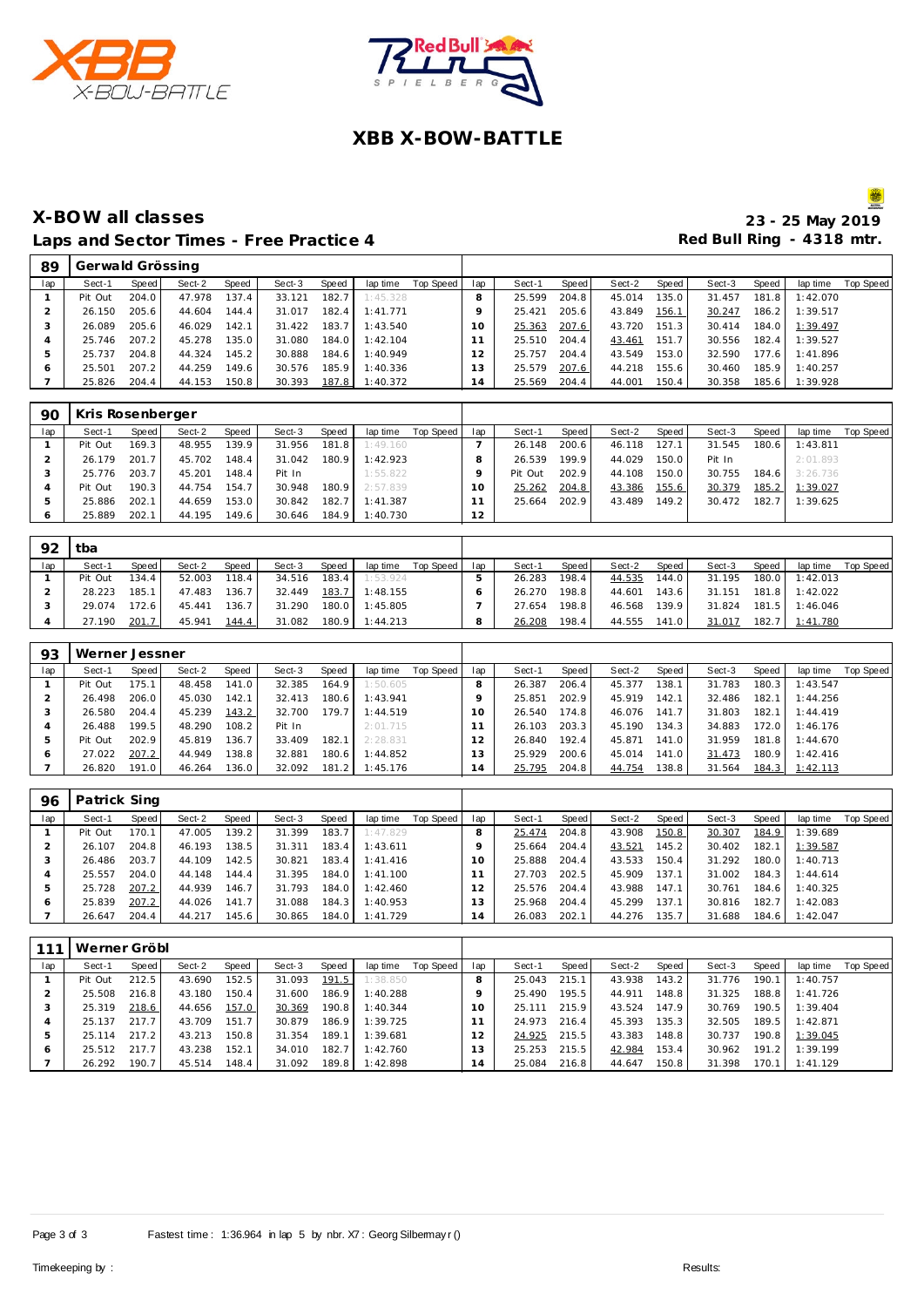# XBB X-BOW-BATTLE

## X-BOW all classes

**23 - 25 May 2019**

### Laps and Sector Times - Free Practice 4

**Red Bull Ring - 4318 mtr.**

| 89 | Gerwald Grössing | | | | | | | | lap | Sect-1 | Speed | Sect-2 | Speed | Sect-3 | Speed | lap time | Top Speed |
|---|---|---|---|---|---|---|---|---|---|---|---|---|---|---|---|---|---|
| lap | Sect-1 | Speed | Sect-2 | Speed | Sect-3 | Speed | lap time | Top Speed | | | | | | | | | |
| 1 | Pit Out | 204.0 | 47.978 | 137.4 | 33.121 | 182.7 | 1:45.328 | | 8 | 25.599 | 204.8 | 45.014 | 135.0 | 31.457 | 181.8 | 1:42.070 | |
| 2 | 26.150 | 205.6 | 44.604 | 144.4 | 31.017 | 182.4 | 1:41.771 | | 9 | 25.421 | 205.6 | 43.849 | 156.1 | 30.247 | 186.2 | 1:39.517 | |
| 3 | 26.089 | 205.6 | 46.029 | 142.1 | 31.422 | 183.7 | 1:43.540 | | 10 | 25.363 | 207.6 | 43.720 | 151.3 | 30.414 | 184.0 | 1:39.497 | |
| 4 | 25.746 | 207.2 | 45.278 | 135.0 | 31.080 | 184.0 | 1:42.104 | | 11 | 25.510 | 204.4 | 43.461 | 151.7 | 30.556 | 182.4 | 1:39.527 | |
| 5 | 25.737 | 204.8 | 44.324 | 145.2 | 30.888 | 184.6 | 1:40.949 | | 12 | 25.757 | 204.4 | 43.549 | 153.0 | 32.590 | 177.6 | 1:41.896 | |
| 6 | 25.501 | 207.2 | 44.259 | 149.6 | 30.576 | 185.9 | 1:40.336 | | 13 | 25.579 | 207.6 | 44.218 | 155.6 | 30.460 | 185.9 | 1:40.257 | |
| 7 | 25.826 | 204.4 | 44.153 | 150.8 | 30.393 | 187.8 | 1:40.372 | | 14 | 25.569 | 204.4 | 44.001 | 150.4 | 30.358 | 185.6 | 1:39.928 | |

| 90 | Kris Rosenberger | | | | | | | | lap | Sect-1 | Speed | Sect-2 | Speed | Sect-3 | Speed | lap time | Top Speed |
|---|---|---|---|---|---|---|---|---|---|---|---|---|---|---|---|---|---|
| lap | Sect-1 | Speed | Sect-2 | Speed | Sect-3 | Speed | lap time | Top Speed | | | | | | | | | |
| 1 | Pit Out | 169.3 | 48.955 | 139.9 | 31.956 | 181.8 | 1:49.160 | | 7 | 26.148 | 200.6 | 46.118 | 127.1 | 31.545 | 180.6 | 1:43.811 | |
| 2 | 26.179 | 201.7 | 45.702 | 148.4 | 31.042 | 180.9 | 1:42.923 | | 8 | 26.539 | 199.9 | 44.029 | 150.0 | Pit In | | 2:01.893 | |
| 3 | 25.776 | 203.7 | 45.201 | 148.4 | Pit In | | 1:55.822 | | 9 | Pit Out | 202.9 | 44.108 | 150.0 | 30.755 | 184.6 | 3:26.736 | |
| 4 | Pit Out | 190.3 | 44.754 | 154.7 | 30.948 | 180.9 | 2:57.839 | | 10 | 25.262 | 204.8 | 43.386 | 155.6 | 30.379 | 185.2 | 1:39.027 | |
| 5 | 25.886 | 202.1 | 44.659 | 153.0 | 30.842 | 182.7 | 1:41.387 | | 11 | 25.664 | 202.9 | 43.489 | 149.2 | 30.472 | 182.7 | 1:39.625 | |
| 6 | 25.889 | 202.1 | 44.195 | 149.6 | 30.646 | 184.9 | 1:40.730 | | 12 | | | | | | | | |

| 92 | tba | | | | | | | | lap | Sect-1 | Speed | Sect-2 | Speed | Sect-3 | Speed | lap time | Top Speed |
|---|---|---|---|---|---|---|---|---|---|---|---|---|---|---|---|---|---|
| lap | Sect-1 | Speed | Sect-2 | Speed | Sect-3 | Speed | lap time | Top Speed | | | | | | | | | |
| 1 | Pit Out | 134.4 | 52.003 | 118.4 | 34.516 | 183.4 | 1:53.924 | | 5 | 26.283 | 198.4 | 44.535 | 144.0 | 31.195 | 180.0 | 1:42.013 | |
| 2 | 28.223 | 185.1 | 47.483 | 136.7 | 32.449 | 183.7 | 1:48.155 | | 6 | 26.270 | 198.8 | 44.601 | 143.6 | 31.151 | 181.8 | 1:42.022 | |
| 3 | 29.074 | 172.6 | 45.441 | 136.7 | 31.290 | 180.0 | 1:45.805 | | 7 | 27.654 | 198.8 | 46.568 | 139.9 | 31.824 | 181.5 | 1:46.046 | |
| 4 | 27.190 | 201.7 | 45.941 | 144.4 | 31.082 | 180.9 | 1:44.213 | | 8 | 26.208 | 198.4 | 44.555 | 141.0 | 31.017 | 182.7 | 1:41.780 | |

| 93 | Werner Jessner | | | | | | | | lap | Sect-1 | Speed | Sect-2 | Speed | Sect-3 | Speed | lap time | Top Speed |
|---|---|---|---|---|---|---|---|---|---|---|---|---|---|---|---|---|---|
| lap | Sect-1 | Speed | Sect-2 | Speed | Sect-3 | Speed | lap time | Top Speed | | | | | | | | | |
| 1 | Pit Out | 175.1 | 48.458 | 141.0 | 32.385 | 164.9 | 1:50.605 | | 8 | 26.387 | 206.4 | 45.377 | 138.1 | 31.783 | 180.3 | 1:43.547 | |
| 2 | 26.498 | 206.0 | 45.030 | 142.1 | 32.413 | 180.6 | 1:43.941 | | 9 | 25.851 | 202.9 | 45.919 | 142.1 | 32.486 | 182.1 | 1:44.256 | |
| 3 | 26.580 | 204.4 | 45.239 | 143.2 | 32.700 | 179.7 | 1:44.519 | | 10 | 26.540 | 174.8 | 46.076 | 141.7 | 31.803 | 182.1 | 1:44.419 | |
| 4 | 26.488 | 199.5 | 48.290 | 108.2 | Pit In | | 2:01.715 | | 11 | 26.103 | 203.3 | 45.190 | 134.3 | 34.883 | 172.0 | 1:46.176 | |
| 5 | Pit Out | 202.9 | 45.819 | 136.7 | 33.409 | 182.1 | 2:28.831 | | 12 | 26.840 | 192.4 | 45.871 | 141.0 | 31.959 | 181.8 | 1:44.670 | |
| 6 | 27.022 | 207.2 | 44.949 | 138.8 | 32.881 | 180.6 | 1:44.852 | | 13 | 25.929 | 200.6 | 45.014 | 141.0 | 31.473 | 180.9 | 1:42.416 | |
| 7 | 26.820 | 191.0 | 46.264 | 136.0 | 32.092 | 181.2 | 1:45.176 | | 14 | 25.795 | 204.8 | 44.754 | 138.8 | 31.564 | 184.3 | 1:42.113 | |

| 96 | Patrick Sing | | | | | | | | lap | Sect-1 | Speed | Sect-2 | Speed | Sect-3 | Speed | lap time | Top Speed |
|---|---|---|---|---|---|---|---|---|---|---|---|---|---|---|---|---|---|
| lap | Sect-1 | Speed | Sect-2 | Speed | Sect-3 | Speed | lap time | Top Speed | | | | | | | | | |
| 1 | Pit Out | 170.1 | 47.005 | 139.2 | 31.399 | 183.7 | 1:47.829 | | 8 | 25.474 | 204.8 | 43.908 | 150.8 | 30.307 | 184.9 | 1:39.689 | |
| 2 | 26.107 | 204.8 | 46.193 | 138.5 | 31.311 | 183.4 | 1:43.611 | | 9 | 25.664 | 204.4 | 43.521 | 145.2 | 30.402 | 182.1 | 1:39.587 | |
| 3 | 26.486 | 203.7 | 44.109 | 142.5 | 30.821 | 183.4 | 1:41.416 | | 10 | 25.888 | 204.4 | 43.533 | 150.4 | 31.292 | 180.0 | 1:40.713 | |
| 4 | 25.557 | 204.0 | 44.148 | 144.4 | 31.395 | 184.0 | 1:41.100 | | 11 | 27.703 | 202.5 | 45.909 | 137.1 | 31.002 | 184.3 | 1:44.614 | |
| 5 | 25.728 | 207.2 | 44.939 | 146.7 | 31.793 | 184.0 | 1:42.460 | | 12 | 25.576 | 204.4 | 43.988 | 147.1 | 30.761 | 184.6 | 1:40.325 | |
| 6 | 25.839 | 207.2 | 44.026 | 141.7 | 31.088 | 184.3 | 1:40.953 | | 13 | 25.968 | 204.4 | 45.299 | 137.1 | 30.816 | 182.7 | 1:42.083 | |
| 7 | 26.647 | 204.4 | 44.217 | 145.6 | 30.865 | 184.0 | 1:41.729 | | 14 | 26.083 | 202.1 | 44.276 | 135.7 | 31.688 | 184.6 | 1:42.047 | |

| 111 | Werner Gröbl | | | | | | | | lap | Sect-1 | Speed | Sect-2 | Speed | Sect-3 | Speed | lap time | Top Speed |
|---|---|---|---|---|---|---|---|---|---|---|---|---|---|---|---|---|---|
| lap | Sect-1 | Speed | Sect-2 | Speed | Sect-3 | Speed | lap time | Top Speed | | | | | | | | | |
| 1 | Pit Out | 212.5 | 43.690 | 152.5 | 31.093 | 191.5 | 1:38.850 | | 8 | 25.043 | 215.1 | 43.938 | 143.2 | 31.776 | 190.1 | 1:40.757 | |
| 2 | 25.508 | 216.8 | 43.180 | 150.4 | 31.600 | 186.9 | 1:40.288 | | 9 | 25.490 | 195.5 | 44.911 | 148.8 | 31.325 | 188.8 | 1:41.726 | |
| 3 | 25.319 | 218.6 | 44.656 | 157.0 | 30.369 | 190.8 | 1:40.344 | | 10 | 25.111 | 215.9 | 43.524 | 147.9 | 30.769 | 190.5 | 1:39.404 | |
| 4 | 25.137 | 217.7 | 43.709 | 151.7 | 30.879 | 186.9 | 1:39.725 | | 11 | 24.973 | 216.4 | 45.393 | 135.3 | 32.505 | 189.5 | 1:42.871 | |
| 5 | 25.114 | 217.2 | 43.213 | 150.8 | 31.354 | 189.1 | 1:39.681 | | 12 | 24.925 | 215.5 | 43.383 | 148.8 | 30.737 | 190.8 | 1:39.045 | |
| 6 | 25.512 | 217.7 | 43.238 | 152.1 | 34.010 | 182.7 | 1:42.760 | | 13 | 25.253 | 215.5 | 42.984 | 153.4 | 30.962 | 191.2 | 1:39.199 | |
| 7 | 26.292 | 190.7 | 45.514 | 148.4 | 31.092 | 189.8 | 1:42.898 | | 14 | 25.084 | 216.8 | 44.647 | 150.8 | 31.398 | 170.1 | 1:41.129 | |

Fastest time : 1:36.964 in lap 5 by nbr. X7 : Georg Silbermayr ()

Timekeeping by :

Results: